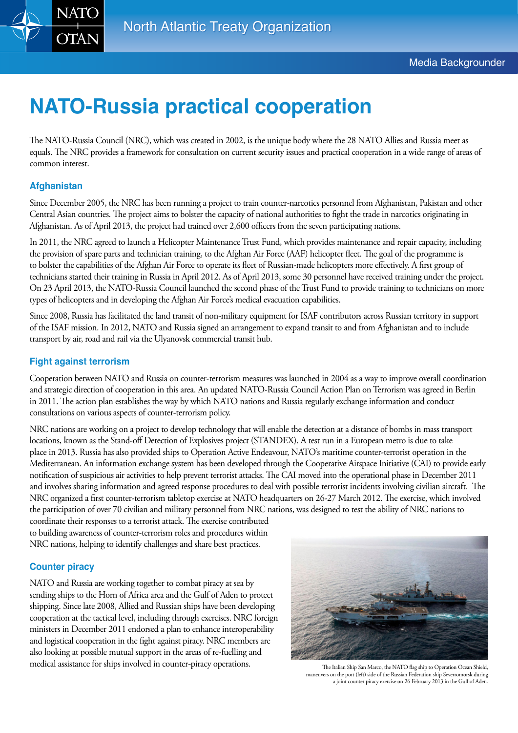# NATO-Russia practical cooperation

The NATO-Russia Council (NRC), which was created in 2002, is the unique body where the 28 NATO Allies and Russia meet as equals. The NRC provides a framework for consultation on current security issues and practical cooperation in a wide range of areas of common interest.

## Afghanistan

Since December 2005, the NRC has been running a project to train counter-narcotics personnel from Afghanistan, Pakistan and other Central Asian countries. The project aims to bolster the capacity of national authorities to fight the trade in narcotics originating in Afghanistan. As of April 2013, the project had trained over 2,600 officers from the seven participating nations.

In 2011, the NRC agreed to launch a Helicopter Maintenance Trust Fund, which provides maintenance and repair capacity, including the provision of spare parts and technician training, to the Afghan Air Force (AAF) helicopter fleet. The goal of the programme is to bolster the capabilities of the Afghan Air Force to operate its fleet of Russian-made helicopters more effectively. A first group of technicians started their training in Russia in April 2012. As of April 2013, some 30 personnel have received training under the project. On 23 April 2013, the NATO-Russia Council launched the second phase of the Trust Fund to provide training to technicians on more types of helicopters and in developing the Afghan Air Force's medical evacuation capabilities.

Since 2008, Russia has facilitated the land transit of non-military equipment for ISAF contributors across Russian territory in support of the ISAF mission. In 2012, NATO and Russia signed an arrangement to expand transit to and from Afghanistan and to include transport by air, road and rail via the Ulyanovsk commercial transit hub.

## Fight against terrorism

Cooperation between NATO and Russia on counter-terrorism measures was launched in 2004 as a way to improve overall coordination and strategic direction of cooperation in this area. An updated NATO-Russia Council Action Plan on Terrorism was agreed in Berlin in 2011. The action plan establishes the way by which NATO nations and Russia regularly exchange information and conduct consultations on various aspects of counter-terrorism policy.

NRC nations are working on a project to develop technology that will enable the detection at a distance of bombs in mass transport locations, known as the Stand-off Detection of Explosives project (STANDEX). A test run in a European metro is due to take place in 2013. Russia has also provided ships to Operation Active Endeavour, NATO's maritime counter-terrorist operation in the Mediterranean. An information exchange system has been developed through the Cooperative Airspace Initiative (CAI) to provide early notification of suspicious air activities to help prevent terrorist attacks. The CAI moved into the operational phase in December 2011 and involves sharing information and agreed response procedures to deal with possible terrorist incidents involving civilian aircraft. The NRC organized a first counter-terrorism tabletop exercise at NATO headquarters on 26-27 March 2012. The exercise, which involved the participation of over 70 civilian and military personnel from NRC nations, was designed to test the ability of NRC nations to coordinate their responses to a terrorist attack. The exercise contributed to building awareness of counter-terrorism roles and procedures within NRC nations, helping to identify challenges and share best practices.

## Counter piracy

NATO and Russia are working together to combat piracy at sea by sending ships to the Horn of Africa area and the Gulf of Aden to protect shipping. Since late 2008, Allied and Russian ships have been developing cooperation at the tactical level, including through exercises. NRC foreign ministers in December 2011 endorsed a plan to enhance interoperability and logistical cooperation in the fight against piracy. NRC members are also looking at possible mutual support in the areas of re-fuelling and medical assistance for ships involved in counter-piracy operations.

The Italian Ship San Marco, the NATO flag ship to Operation Ocean Shield, maneuvers on the port (left) side of the Russian Federation ship Severromorsk during a joint counter piracy exercise on 26 February 2013 in the Gulf of Aden.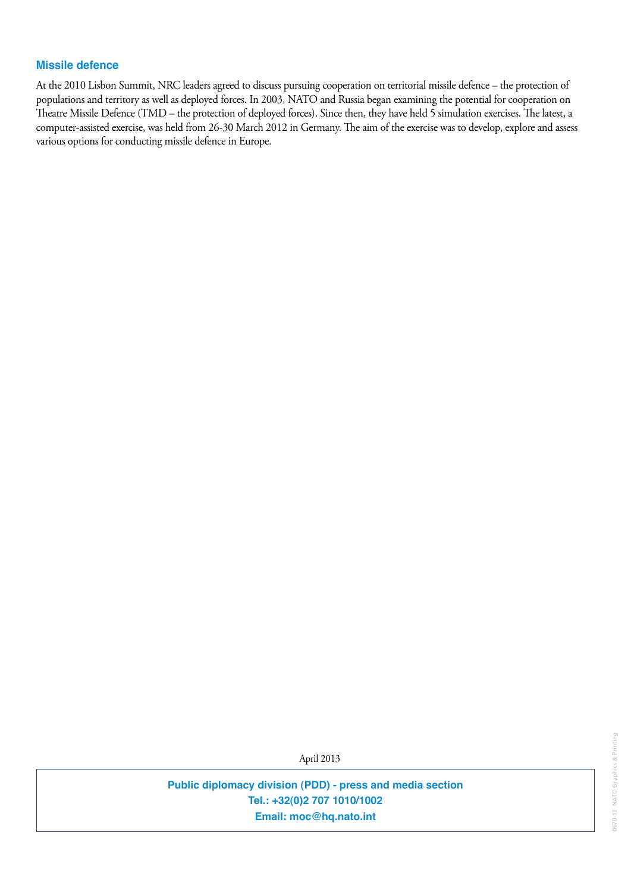### Missile defence

At the 2010 Lisbon Summit, NRC leaders agreed to discuss pursuing cooperation on territorial missile defence – the protection of populations and territory as well as deployed forces. In 2003, NATO and Russia began examining the potential for cooperation on Theatre Missile Defence (TMD – the protection of deployed forces). Since then, they have held 5 simulation exercises. The latest, a computer-assisted exercise, was held from 26-30 March 2012 in Germany. The aim of the exercise was to develop, explore and assess various options for conducting missile defence in Europe.

April 2013

**Public diplomacy division (PDD) - press and media section**
**Tel.: +32(0)2 707 1010/1002**
**Email: moc@hq.nato.int**

0670-13 NATO Graphics & Printing